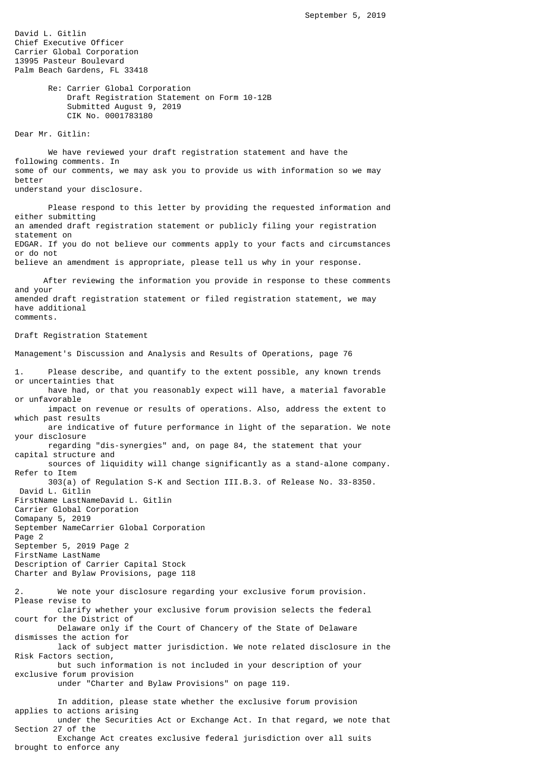September 5, 2019

David L. Gitlin
Chief Executive Officer
Carrier Global Corporation
13995 Pasteur Boulevard
Palm Beach Gardens, FL 33418

Re: Carrier Global Corporation
Draft Registration Statement on Form 10-12B
Submitted August 9, 2019
CIK No. 0001783180

Dear Mr. Gitlin:

We have reviewed your draft registration statement and have the following comments. In some of our comments, we may ask you to provide us with information so we may better understand your disclosure.

Please respond to this letter by providing the requested information and either submitting an amended draft registration statement or publicly filing your registration statement on EDGAR. If you do not believe our comments apply to your facts and circumstances or do not believe an amendment is appropriate, please tell us why in your response.

After reviewing the information you provide in response to these comments and your amended draft registration statement or filed registration statement, we may have additional comments.

Draft Registration Statement

Management's Discussion and Analysis and Results of Operations, page 76

1. Please describe, and quantify to the extent possible, any known trends or uncertainties that have had, or that you reasonably expect will have, a material favorable or unfavorable impact on revenue or results of operations. Also, address the extent to which past results are indicative of future performance in light of the separation. We note your disclosure regarding "dis-synergies" and, on page 84, the statement that your capital structure and sources of liquidity will change significantly as a stand-alone company. Refer to Item 303(a) of Regulation S-K and Section III.B.3. of Release No. 33-8350.

Description of Carrier Capital Stock
Charter and Bylaw Provisions, page 118

2. We note your disclosure regarding your exclusive forum provision. Please revise to clarify whether your exclusive forum provision selects the federal court for the District of Delaware only if the Court of Chancery of the State of Delaware dismisses the action for lack of subject matter jurisdiction. We note related disclosure in the Risk Factors section, but such information is not included in your description of your exclusive forum provision under "Charter and Bylaw Provisions" on page 119.

In addition, please state whether the exclusive forum provision applies to actions arising under the Securities Act or Exchange Act. In that regard, we note that Section 27 of the Exchange Act creates exclusive federal jurisdiction over all suits brought to enforce any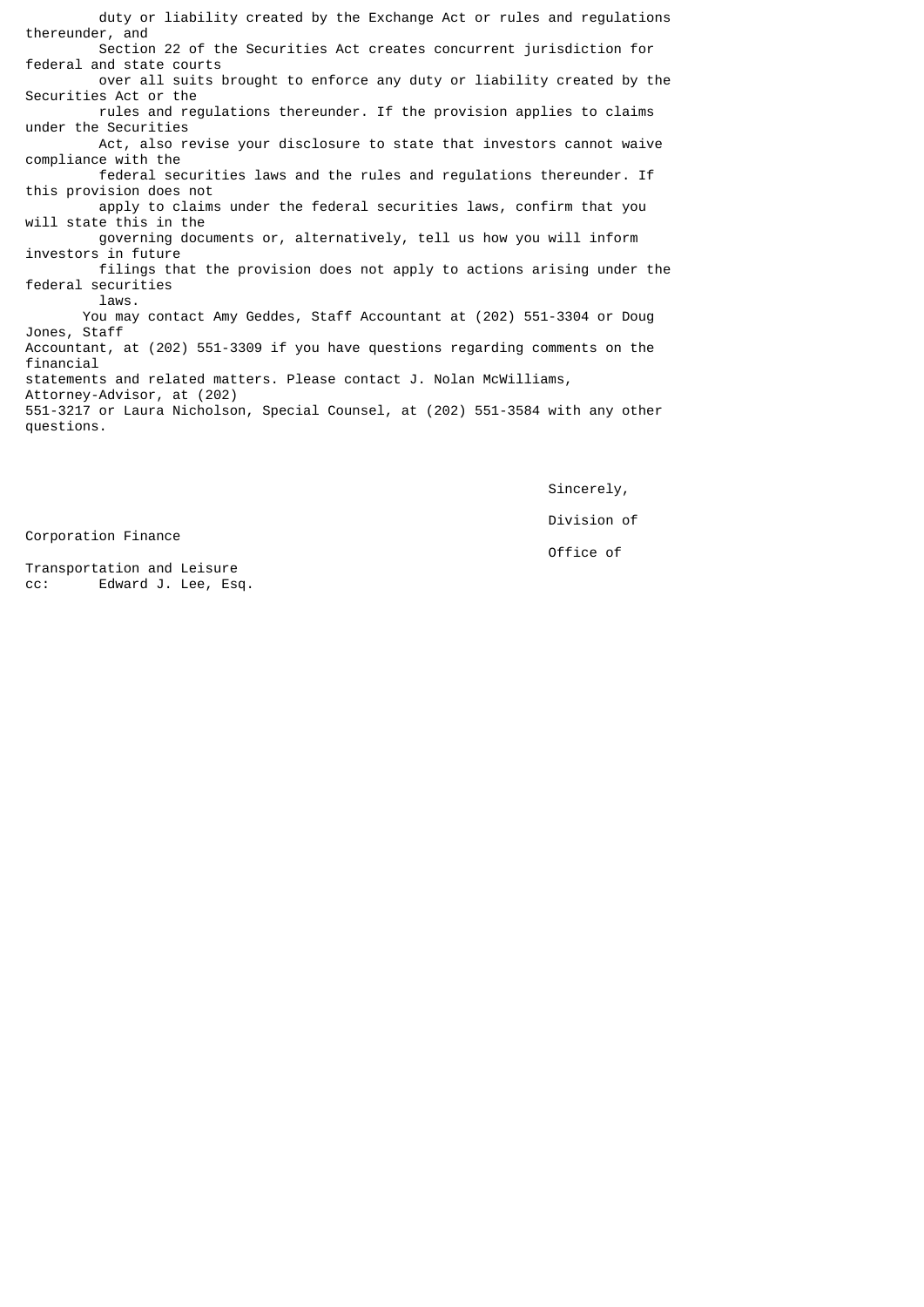duty or liability created by the Exchange Act or rules and regulations thereunder, and Section 22 of the Securities Act creates concurrent jurisdiction for federal and state courts over all suits brought to enforce any duty or liability created by the Securities Act or the rules and regulations thereunder. If the provision applies to claims under the Securities Act, also revise your disclosure to state that investors cannot waive compliance with the federal securities laws and the rules and regulations thereunder. If this provision does not apply to claims under the federal securities laws, confirm that you will state this in the governing documents or, alternatively, tell us how you will inform investors in future filings that the provision does not apply to actions arising under the federal securities laws.

You may contact Amy Geddes, Staff Accountant at (202) 551-3304 or Doug Jones, Staff Accountant, at (202) 551-3309 if you have questions regarding comments on the financial statements and related matters. Please contact J. Nolan McWilliams, Attorney-Advisor, at (202) 551-3217 or Laura Nicholson, Special Counsel, at (202) 551-3584 with any other questions.

Sincerely,

Division of Corporation Finance

Office of Transportation and Leisure

cc: Edward J. Lee, Esq.